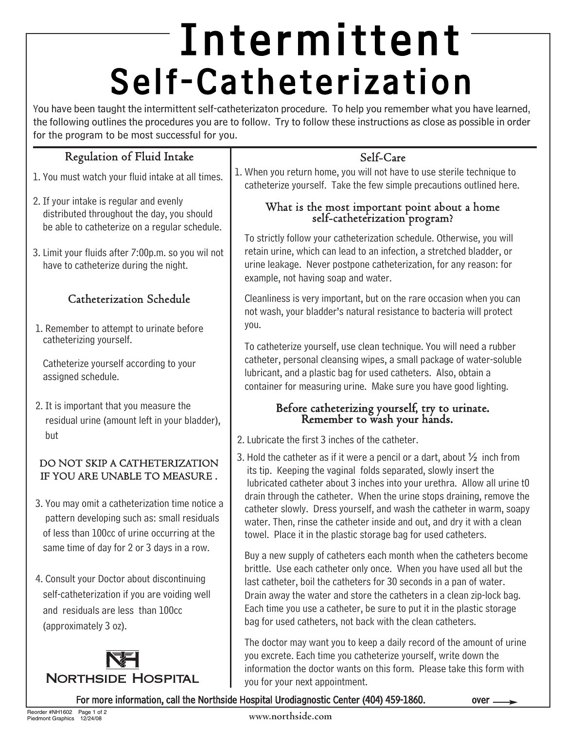# Intermittent Self-Catheterization

You have been taught the intermittent self-catheterizaton procedure. To help you remember what you have learned, the following outlines the procedures you are to follow. Try to follow these instructions as close as possible in order for the program to be most successful for you.

## Regulation of Fluid Intake

1. You must watch your fluid intake at all times.
2. If your intake is regular and evenly distributed throughout the day, you should be able to catheterize on a regular schedule.
3. Limit your fluids after 7:00p.m. so you wil not have to catheterize during the night.

## Catheterization Schedule

1. Remember to attempt to urinate before catheterizing yourself.

   Catheterize yourself according to your assigned schedule.

2. It is important that you measure the residual urine (amount left in your bladder), but

   **DO NOT SKIP A CATHETERIZATION IF YOU ARE UNABLE TO MEASURE .**

3. You may omit a catheterization time notice a pattern developing such as: small residuals of less than 100cc of urine occurring at the same time of day for 2 or 3 days in a row.
4. Consult your Doctor about discontinuing self-catheterization if you are voiding well and residuals are less than 100cc (approximately 3 oz).

NORTHSIDE HOSPITAL

## Self-Care

1. When you return home, you will not have to use sterile technique to catheterize yourself. Take the few simple precautions outlined here.

### What is the most important point about a home self-catheterization program?

To strictly follow your catheterization schedule. Otherwise, you will retain urine, which can lead to an infection, a stretched bladder, or urine leakage. Never postpone catheterization, for any reason: for example, not having soap and water.

Cleanliness is very important, but on the rare occasion when you can not wash, your bladder's natural resistance to bacteria will protect you.

To catheterize yourself, use clean technique. You will need a rubber catheter, personal cleansing wipes, a small package of water-soluble lubricant, and a plastic bag for used catheters. Also, obtain a container for measuring urine. Make sure you have good lighting.

### Before catheterizing yourself, try to urinate. Remember to wash your hands.

2. Lubricate the first 3 inches of the catheter.
3. Hold the catheter as if it were a pencil or a dart, about ½ inch from its tip. Keeping the vaginal folds separated, slowly insert the lubricated catheter about 3 inches into your urethra. Allow all urine t0 drain through the catheter. When the urine stops draining, remove the catheter slowly. Dress yourself, and wash the catheter in warm, soapy water. Then, rinse the catheter inside and out, and dry it with a clean towel. Place it in the plastic storage bag for used catheters.

   Buy a new supply of catheters each month when the catheters become brittle. Use each catheter only once. When you have used all but the last catheter, boil the catheters for 30 seconds in a pan of water. Drain away the water and store the catheters in a clean zip-lock bag. Each time you use a catheter, be sure to put it in the plastic storage bag for used catheters, not back with the clean catheters.

   The doctor may want you to keep a daily record of the amount of urine you excrete. Each time you catheterize yourself, write down the information the doctor wants on this form. Please take this form with you for your next appointment.

**For more information, call the Northside Hospital Urodiagnostic Center (404) 459-1860.** over →

Reorder #NH1602 Page 1 of 2
Piedmont Graphics 12/24/08

www.northside.com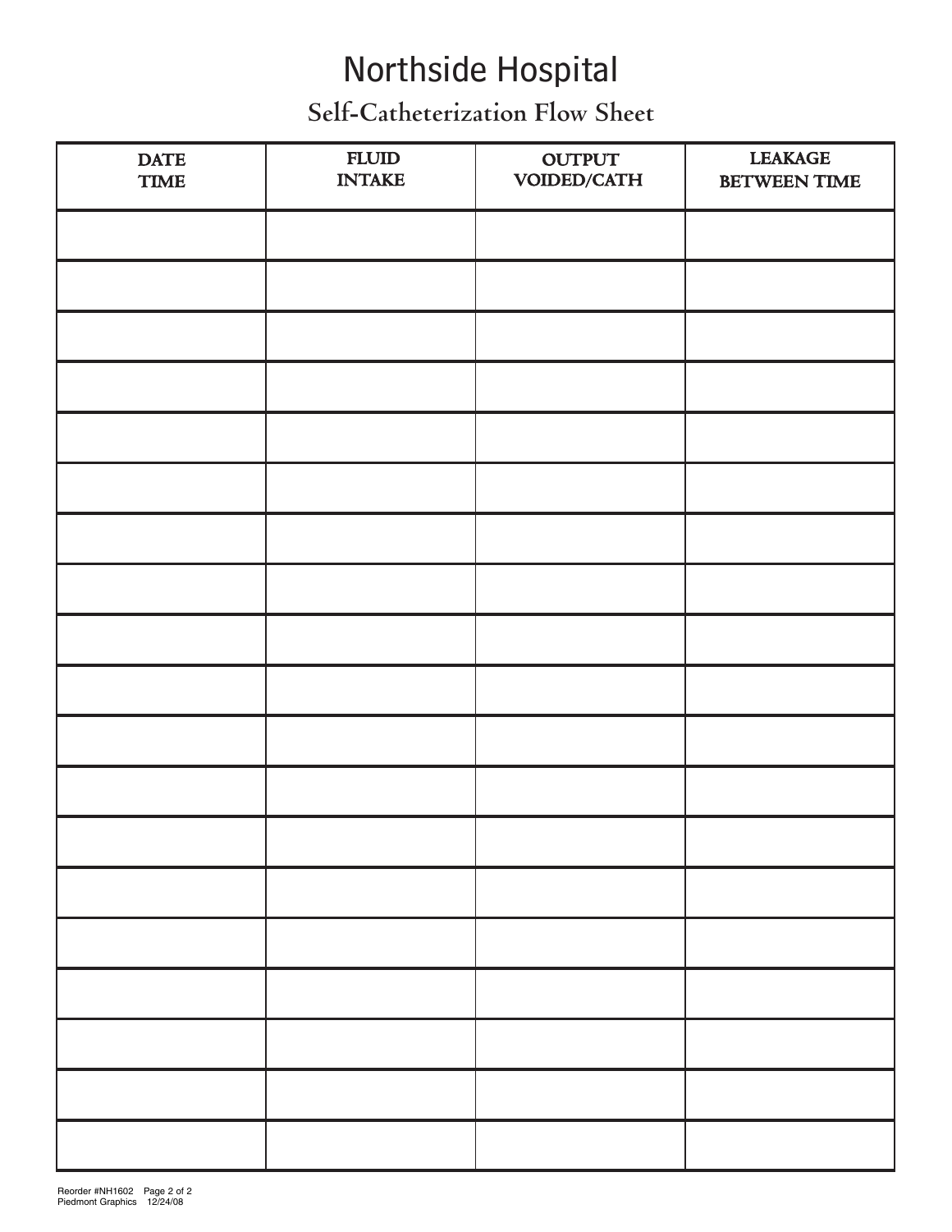# Northside Hospital

## Self-Catheterization Flow Sheet

| DATE<br>TIME | FLUID<br>INTAKE | OUTPUT<br>VOIDED/CATH | LEAKAGE<br>BETWEEN TIME |
|---|---|---|---|
| | | | |
| | | | |
| | | | |
| | | | |
| | | | |
| | | | |
| | | | |
| | | | |
| | | | |
| | | | |
| | | | |
| | | | |
| | | | |
| | | | |
| | | | |
| | | | |
| | | | |
| | | | |
| | | | |

Reorder #NH1602
Piedmont Graphics 12/24/08